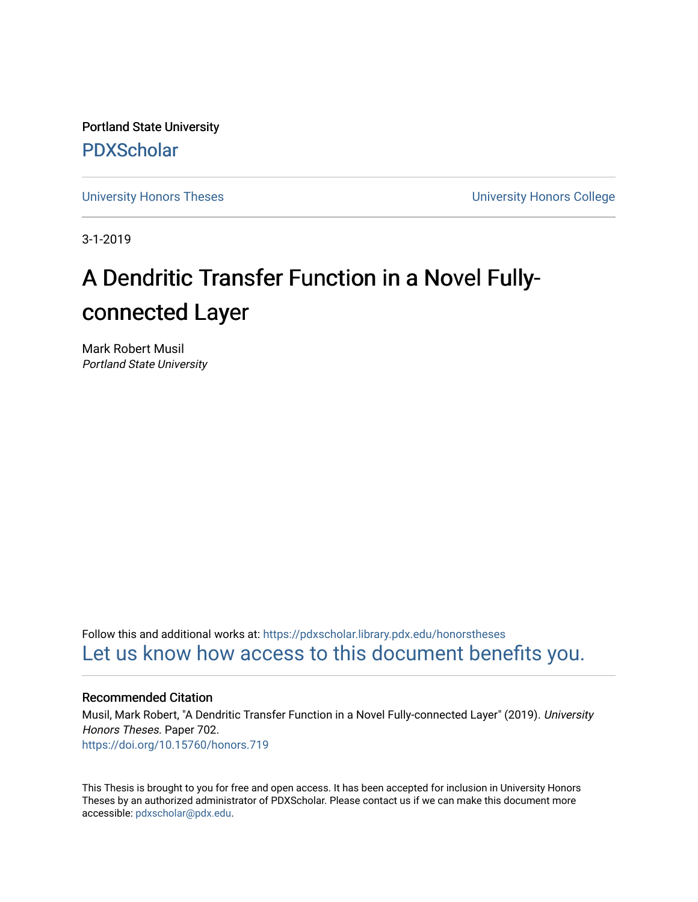Portland State University

PDXScholar

University Honors Theses

University Honors College

3-1-2019

# A Dendritic Transfer Function in a Novel Fully-connected Layer

Mark Robert Musil

*Portland State University*

Follow this and additional works at: https://pdxscholar.library.pdx.edu/honorstheses

Let us know how access to this document benefits you.

### Recommended Citation

Musil, Mark Robert, "A Dendritic Transfer Function in a Novel Fully-connected Layer" (2019). *University Honors Theses.* Paper 702.

https://doi.org/10.15760/honors.719

This Thesis is brought to you for free and open access. It has been accepted for inclusion in University Honors Theses by an authorized administrator of PDXScholar. Please contact us if we can make this document more accessible: pdxscholar@pdx.edu.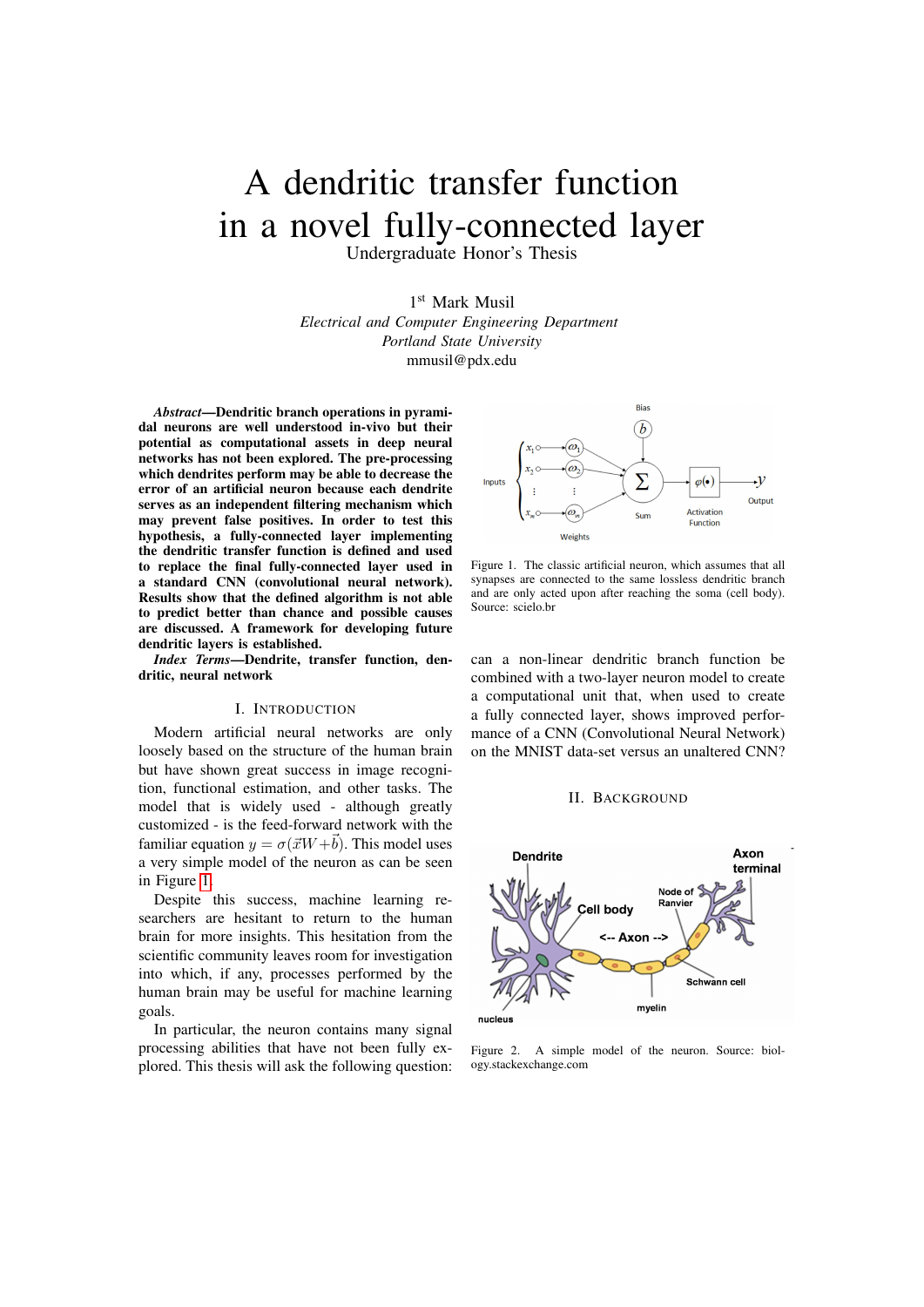# A dendritic transfer function in a novel fully-connected layer

Undergraduate Honor's Thesis

1st Mark Musil
*Electrical and Computer Engineering Department*
*Portland State University*
mmusil@pdx.edu

***Abstract*—Dendritic branch operations in pyramidal neurons are well understood in-vivo but their potential as computational assets in deep neural networks has not been explored. The pre-processing which dendrites perform may be able to decrease the error of an artificial neuron because each dendrite serves as an independent filtering mechanism which may prevent false positives. In order to test this hypothesis, a fully-connected layer implementing the dendritic transfer function is defined and used to replace the final fully-connected layer used in a standard CNN (convolutional neural network). Results show that the defined algorithm is not able to predict better than chance and possible causes are discussed. A framework for developing future dendritic layers is established.**

***Index Terms*—Dendrite, transfer function, dendritic, neural network**

## I. Introduction

Modern artificial neural networks are only loosely based on the structure of the human brain but have shown great success in image recognition, functional estimation, and other tasks. The model that is widely used - although greatly customized - is the feed-forward network with the familiar equation $y = \sigma(\vec{x}W + \vec{b})$. This model uses a very simple model of the neuron as can be seen in Figure 1.

Figure 1. The classic artificial neuron, which assumes that all synapses are connected to the same lossless dendritic branch and are only acted upon after reaching the soma (cell body). Source: scielo.br

Despite this success, machine learning researchers are hesitant to return to the human brain for more insights. This hesitation from the scientific community leaves room for investigation into which, if any, processes performed by the human brain may be useful for machine learning goals.

In particular, the neuron contains many signal processing abilities that have not been fully explored. This thesis will ask the following question: can a non-linear dendritic branch function be combined with a two-layer neuron model to create a computational unit that, when used to create a fully connected layer, shows improved performance of a CNN (Convolutional Neural Network) on the MNIST data-set versus an unaltered CNN?

## II. Background

Figure 2. A simple model of the neuron. Source: biology.stackexchange.com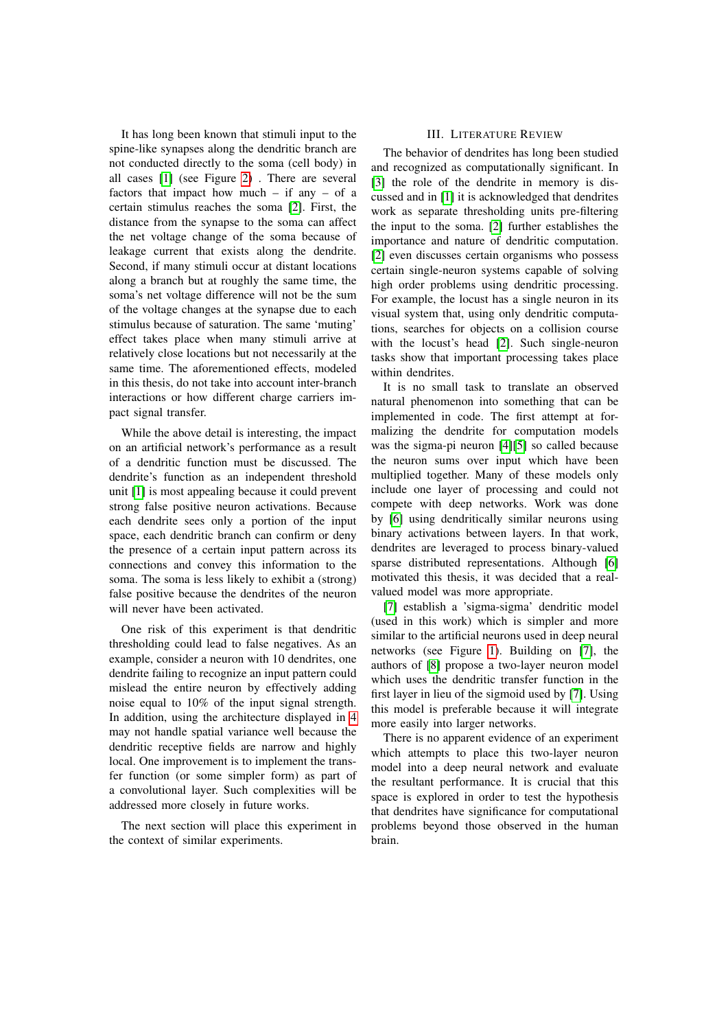It has long been known that stimuli input to the spine-like synapses along the dendritic branch are not conducted directly to the soma (cell body) in all cases [1] (see Figure 2) . There are several factors that impact how much – if any – of a certain stimulus reaches the soma [2]. First, the distance from the synapse to the soma can affect the net voltage change of the soma because of leakage current that exists along the dendrite. Second, if many stimuli occur at distant locations along a branch but at roughly the same time, the soma's net voltage difference will not be the sum of the voltage changes at the synapse due to each stimulus because of saturation. The same 'muting' effect takes place when many stimuli arrive at relatively close locations but not necessarily at the same time. The aforementioned effects, modeled in this thesis, do not take into account inter-branch interactions or how different charge carriers impact signal transfer.

While the above detail is interesting, the impact on an artificial network's performance as a result of a dendritic function must be discussed. The dendrite's function as an independent threshold unit [1] is most appealing because it could prevent strong false positive neuron activations. Because each dendrite sees only a portion of the input space, each dendritic branch can confirm or deny the presence of a certain input pattern across its connections and convey this information to the soma. The soma is less likely to exhibit a (strong) false positive because the dendrites of the neuron will never have been activated.

One risk of this experiment is that dendritic thresholding could lead to false negatives. As an example, consider a neuron with 10 dendrites, one dendrite failing to recognize an input pattern could mislead the entire neuron by effectively adding noise equal to 10% of the input signal strength. In addition, using the architecture displayed in 4 may not handle spatial variance well because the dendritic receptive fields are narrow and highly local. One improvement is to implement the transfer function (or some simpler form) as part of a convolutional layer. Such complexities will be addressed more closely in future works.

The next section will place this experiment in the context of similar experiments.

## III. Literature Review

The behavior of dendrites has long been studied and recognized as computationally significant. In [3] the role of the dendrite in memory is discussed and in [1] it is acknowledged that dendrites work as separate thresholding units pre-filtering the input to the soma. [2] further establishes the importance and nature of dendritic computation. [2] even discusses certain organisms who possess certain single-neuron systems capable of solving high order problems using dendritic processing. For example, the locust has a single neuron in its visual system that, using only dendritic computations, searches for objects on a collision course with the locust's head [2]. Such single-neuron tasks show that important processing takes place within dendrites.

It is no small task to translate an observed natural phenomenon into something that can be implemented in code. The first attempt at formalizing the dendrite for computation models was the sigma-pi neuron [4][5] so called because the neuron sums over input which have been multiplied together. Many of these models only include one layer of processing and could not compete with deep networks. Work was done by [6] using dendritically similar neurons using binary activations between layers. In that work, dendrites are leveraged to process binary-valued sparse distributed representations. Although [6] motivated this thesis, it was decided that a real-valued model was more appropriate.

[7] establish a 'sigma-sigma' dendritic model (used in this work) which is simpler and more similar to the artificial neurons used in deep neural networks (see Figure 1). Building on [7], the authors of [8] propose a two-layer neuron model which uses the dendritic transfer function in the first layer in lieu of the sigmoid used by [7]. Using this model is preferable because it will integrate more easily into larger networks.

There is no apparent evidence of an experiment which attempts to place this two-layer neuron model into a deep neural network and evaluate the resultant performance. It is crucial that this space is explored in order to test the hypothesis that dendrites have significance for computational problems beyond those observed in the human brain.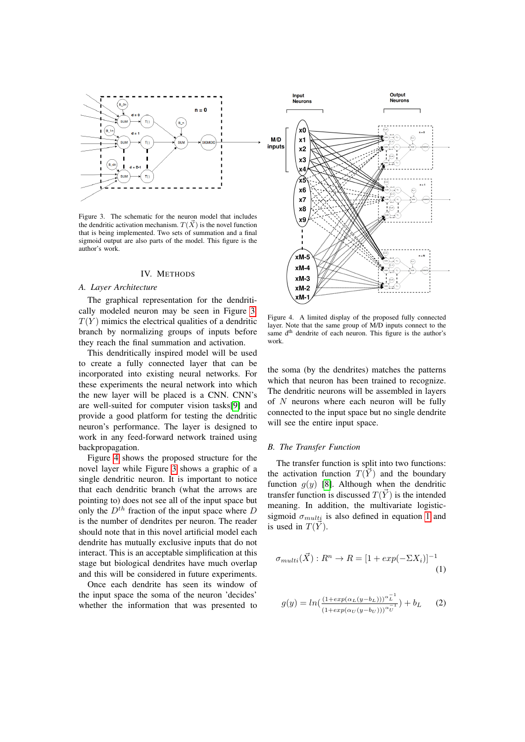Figure 3. The schematic for the neuron model that includes the dendritic activation mechanism. $T(\vec{X})$ is the novel function that is being implemented. Two sets of summation and a final sigmoid output are also parts of the model. This figure is the author's work.

## IV. Methods

### A. Layer Architecture

The graphical representation for the dendritically modeled neuron may be seen in Figure 3. $T(Y)$ mimics the electrical qualities of a dendritic branch by normalizing groups of inputs before they reach the final summation and activation.

This dendritically inspired model will be used to create a fully connected layer that can be incorporated into existing neural networks. For these experiments the neural network into which the new layer will be placed is a CNN. CNN's are well-suited for computer vision tasks[9] and provide a good platform for testing the dendritic neuron's performance. The layer is designed to work in any feed-forward network trained using backpropagation.

Figure 4 shows the proposed structure for the novel layer while Figure 3 shows a graphic of a single dendritic neuron. It is important to notice that each dendritic branch (what the arrows are pointing to) does not see all of the input space but only the $D^{th}$ fraction of the input space where $D$ is the number of dendrites per neuron. The reader should note that in this novel artificial model each dendrite has mutually exclusive inputs that do not interact. This is an acceptable simplification at this stage but biological dendrites have much overlap and this will be considered in future experiments.

Once each dendrite has seen its window of the input space the soma of the neuron 'decides' whether the information that was presented to the soma (by the dendrites) matches the patterns which that neuron has been trained to recognize. The dendritic neurons will be assembled in layers of $N$ neurons where each neuron will be fully connected to the input space but no single dendrite will see the entire input space.

Figure 4. A limited display of the proposed fully connected layer. Note that the same group of M/D inputs connect to the same d$^{\text{th}}$ dendrite of each neuron. This figure is the author's work.

### B. The Transfer Function

The transfer function is split into two functions: the activation function $T(\vec{Y})$ and the boundary function $g(y)$ [8]. Although when the dendritic transfer function is discussed $T(\vec{Y})$ is the intended meaning. In addition, the multivariate logistic-sigmoid $\sigma_{multi}$ is also defined in equation 1 and is used in $T(\vec{Y})$.

$$\sigma_{multi}(\vec{X}) : R^n \rightarrow R = [1 + exp(-\Sigma X_i)]^{-1} \tag{1}$$

$$g(y) = ln\left(\frac{(1+exp(\alpha_L(y-b_L)))^{\alpha_L^{-1}}}{(1+exp(\alpha_U(y-b_U)))^{\alpha_U^{-1}}}\right) + b_L \tag{2}$$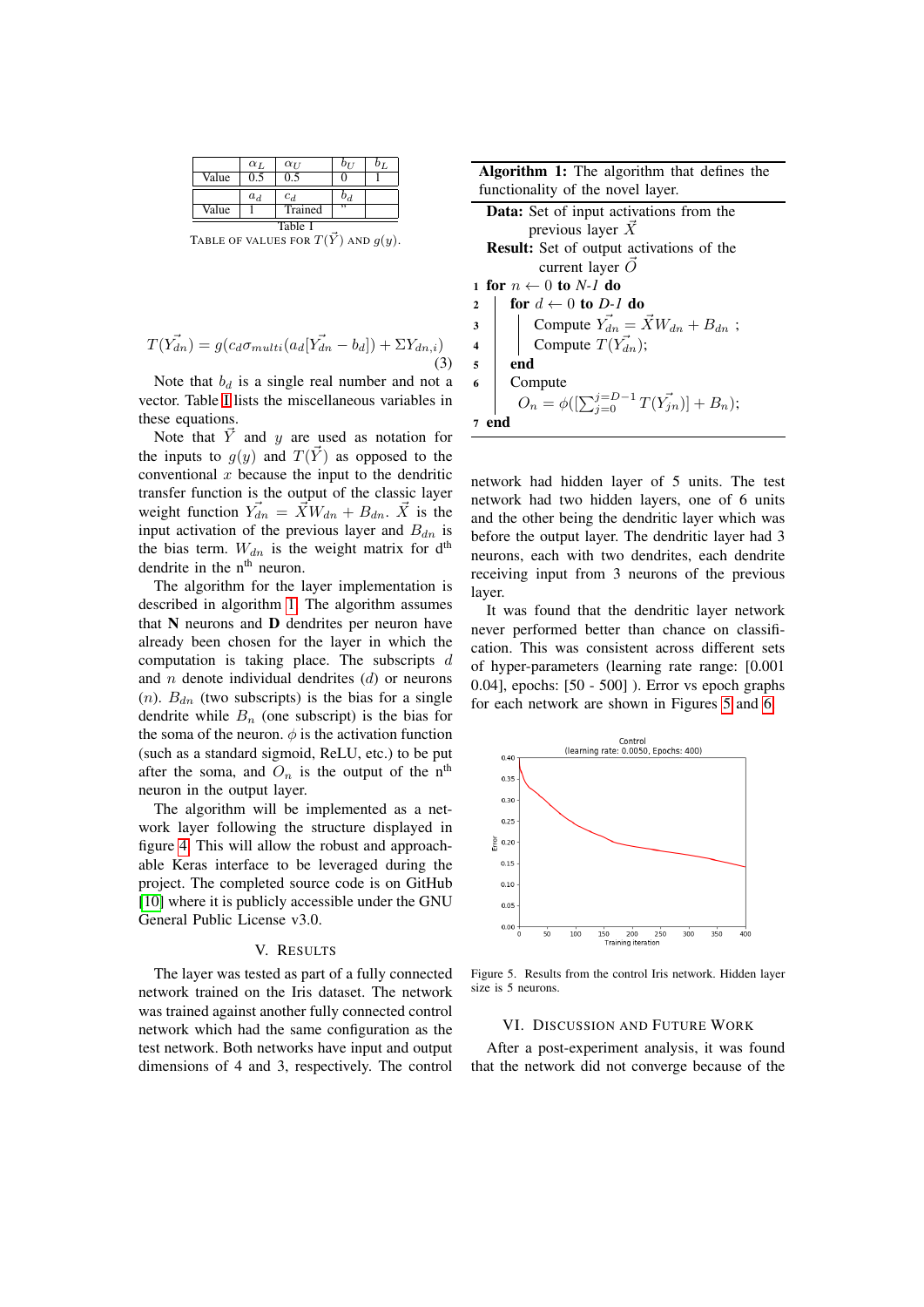| | $\alpha_L$ | $\alpha_U$ | $b_U$ | $b_L$ |
|---|---|---|---|---|
| Value | 0.5 | 0.5 | 0 | 1 |
| | $a_d$ | $c_d$ | $b_d$ | |
| Value | 1 | Trained | " | |

Table I
TABLE OF VALUES FOR $T(\vec{Y})$ AND $g(y)$.

$$T(\vec{Y_{dn}}) = g(c_d \sigma_{multi}(a_d[\vec{Y_{dn}} - b_d]) + \Sigma Y_{dn,i}) \tag{3}$$

Note that $b_d$ is a single real number and not a vector. Table I lists the miscellaneous variables in these equations.

Note that $\vec{Y}$ and $y$ are used as notation for the inputs to $g(y)$ and $T(\vec{Y})$ as opposed to the conventional $x$ because the input to the dendritic transfer function is the output of the classic layer weight function $\vec{Y_{dn}} = \vec{X}W_{dn} + B_{dn}$. $\vec{X}$ is the input activation of the previous layer and $B_{dn}$ is the bias term. $W_{dn}$ is the weight matrix for d$^{\text{th}}$ dendrite in the n$^{\text{th}}$ neuron.

The algorithm for the layer implementation is described in algorithm 1. The algorithm assumes that **N** neurons and **D** dendrites per neuron have already been chosen for the layer in which the computation is taking place. The subscripts $d$ and $n$ denote individual dendrites ($d$) or neurons ($n$). $B_{dn}$ (two subscripts) is the bias for a single dendrite while $B_n$ (one subscript) is the bias for the soma of the neuron. $\phi$ is the activation function (such as a standard sigmoid, ReLU, etc.) to be put after the soma, and $O_n$ is the output of the n$^{\text{th}}$ neuron in the output layer.

The algorithm will be implemented as a network layer following the structure displayed in figure 4. This will allow the robust and approachable Keras interface to be leveraged during the project. The completed source code is on GitHub [10] where it is publicly accessible under the GNU General Public License v3.0.

**Algorithm 1:** The algorithm that defines the functionality of the novel layer.

**Data:** Set of input activations from the previous layer $\vec{X}$
**Result:** Set of output activations of the current layer $\vec{O}$

```
1 for n ← 0 to N-1 do
2   for d ← 0 to D-1 do
3     Compute Y_dn = X W_dn + B_dn ;
4     Compute T(Y_dn);
5   end
6   Compute
      O_n = φ([Σ_{j=0}^{j=D-1} T(Y_jn)] + B_n);
7 end
```

## V. RESULTS

The layer was tested as part of a fully connected network trained on the Iris dataset. The network was trained against another fully connected control network which had the same configuration as the test network. Both networks have input and output dimensions of 4 and 3, respectively. The control network had hidden layer of 5 units. The test network had two hidden layers, one of 6 units and the other being the dendritic layer which was before the output layer. The dendritic layer had 3 neurons, each with two dendrites, each dendrite receiving input from 3 neurons of the previous layer.

It was found that the dendritic layer network never performed better than chance on classification. This was consistent across different sets of hyper-parameters (learning rate range: [0.001 0.04], epochs: [50 - 500] ). Error vs epoch graphs for each network are shown in Figures 5 and 6.

Figure 5. Results from the control Iris network. Hidden layer size is 5 neurons.

## VI. DISCUSSION AND FUTURE WORK

After a post-experiment analysis, it was found that the network did not converge because of the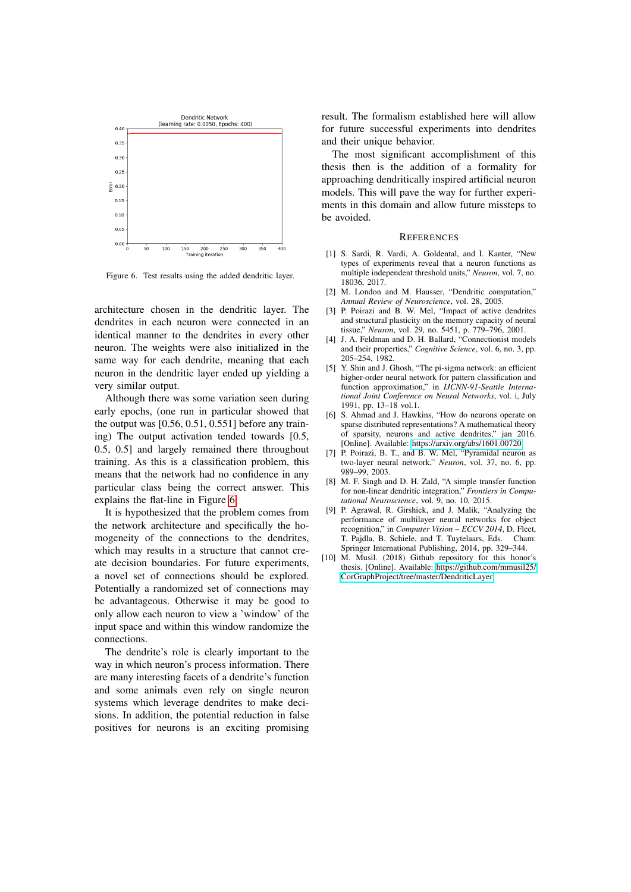Dendritic Network
(learning rate: 0.0050, Epochs: 400)

Error

0.40
0.35
0.30
0.25
0.20
0.15
0.10
0.05
0.00

0 50 100 150 200 250 300 350 400

Training iteration

Figure 6. Test results using the added dendritic layer.

architecture chosen in the dendritic layer. The dendrites in each neuron were connected in an identical manner to the dendrites in every other neuron. The weights were also initialized in the same way for each dendrite, meaning that each neuron in the dendritic layer ended up yielding a very similar output.

Although there was some variation seen during early epochs, (one run in particular showed that the output was [0.56, 0.51, 0.551] before any training) The output activation tended towards [0.5, 0.5, 0.5] and largely remained there throughout training. As this is a classification problem, this means that the network had no confidence in any particular class being the correct answer. This explains the flat-line in Figure 6.

It is hypothesized that the problem comes from the network architecture and specifically the homogeneity of the connections to the dendrites, which may results in a structure that cannot create decision boundaries. For future experiments, a novel set of connections should be explored. Potentially a randomized set of connections may be advantageous. Otherwise it may be good to only allow each neuron to view a 'window' of the input space and within this window randomize the connections.

The dendrite's role is clearly important to the way in which neuron's process information. There are many interesting facets of a dendrite's function and some animals even rely on single neuron systems which leverage dendrites to make decisions. In addition, the potential reduction in false positives for neurons is an exciting promising result. The formalism established here will allow for future successful experiments into dendrites and their unique behavior.

The most significant accomplishment of this thesis then is the addition of a formality for approaching dendritically inspired artificial neuron models. This will pave the way for further experiments in this domain and allow future missteps to be avoided.

## References

[1] S. Sardi, R. Vardi, A. Goldental, and I. Kanter, "New types of experiments reveal that a neuron functions as multiple independent threshold units," *Neuron*, vol. 7, no. 18036, 2017.

[2] M. London and M. Hausser, "Dendritic computation," *Annual Review of Neuroscience*, vol. 28, 2005.

[3] P. Poirazi and B. W. Mel, "Impact of active dendrites and structural plasticity on the memory capacity of neural tissue," *Neuron*, vol. 29, no. 5451, p. 779–796, 2001.

[4] J. A. Feldman and D. H. Ballard, "Connectionist models and their properties," *Cognitive Science*, vol. 6, no. 3, pp. 205–254, 1982.

[5] Y. Shin and J. Ghosh, "The pi-sigma network: an efficient higher-order neural network for pattern classification and function approximation," in *IJCNN-91-Seattle International Joint Conference on Neural Networks*, vol. i, July 1991, pp. 13–18 vol.1.

[6] S. Ahmad and J. Hawkins, "How do neurons operate on sparse distributed representations? A mathematical theory of sparsity, neurons and active dendrites," jan 2016. [Online]. Available: https://arxiv.org/abs/1601.00720

[7] P. Poirazi, B. T., and B. W. Mel, "Pyramidal neuron as two-layer neural network," *Neuron*, vol. 37, no. 6, pp. 989–99, 2003.

[8] M. F. Singh and D. H. Zald, "A simple transfer function for non-linear dendritic integration," *Frontiers in Computational Neuroscience*, vol. 9, no. 10, 2015.

[9] P. Agrawal, R. Girshick, and J. Malik, "Analyzing the performance of multilayer neural networks for object recognition," in *Computer Vision – ECCV 2014*, D. Fleet, T. Pajdla, B. Schiele, and T. Tuytelaars, Eds. Cham: Springer International Publishing, 2014, pp. 329–344.

[10] M. Musil. (2018) Github repository for this honor's thesis. [Online]. Available: https://github.com/mmusil25/CorGraphProject/tree/master/DendriticLayer